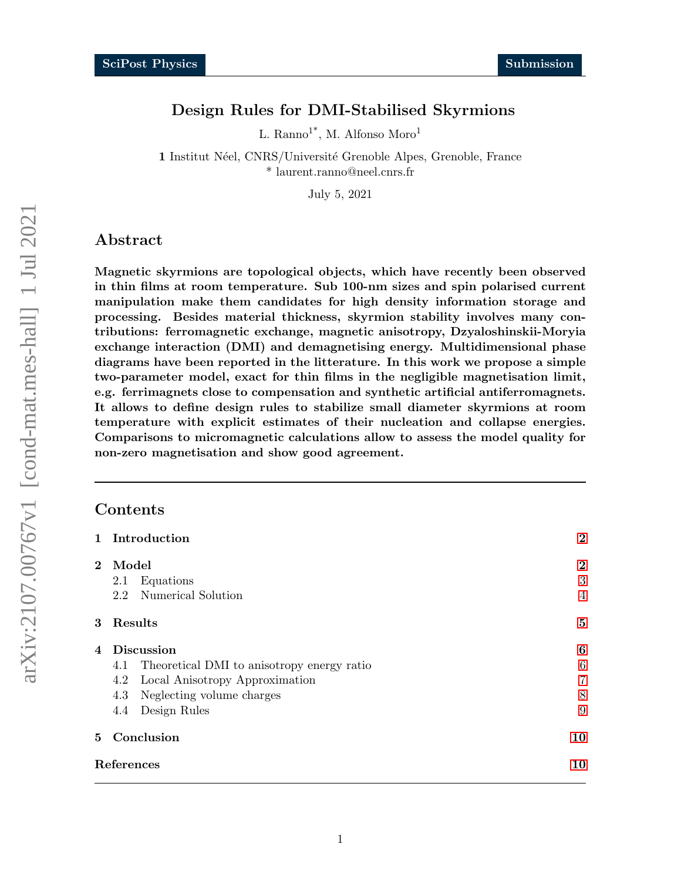# Design Rules for DMI-Stabilised Skyrmions

L. Ranno[1*], M. Alfonso Moro[1]

**1** Institut Néel, CNRS/Université Grenoble Alpes, Grenoble, France
\* laurent.ranno@neel.cnrs.fr

July 5, 2021

## Abstract

**Magnetic skyrmions are topological objects, which have recently been observed in thin films at room temperature. Sub 100-nm sizes and spin polarised current manipulation make them candidates for high density information storage and processing. Besides material thickness, skyrmion stability involves many contributions: ferromagnetic exchange, magnetic anisotropy, Dzyaloshinskii-Moryia exchange interaction (DMI) and demagnetising energy. Multidimensional phase diagrams have been reported in the litterature. In this work we propose a simple two-parameter model, exact for thin films in the negligible magnetisation limit, e.g. ferrimagnets close to compensation and synthetic artificial antiferromagnets. It allows to define design rules to stabilize small diameter skyrmions at room temperature with explicit estimates of their nucleation and collapse energies. Comparisons to micromagnetic calculations allow to assess the model quality for non-zero magnetisation and show good agreement.**

## Contents

- **1 Introduction** — 2
- **2 Model** — 2
  - 2.1 Equations — 3
  - 2.2 Numerical Solution — 4
- **3 Results** — 5
- **4 Discussion** — 6
  - 4.1 Theoretical DMI to anisotropy energy ratio — 6
  - 4.2 Local Anisotropy Approximation — 7
  - 4.3 Neglecting volume charges — 8
  - 4.4 Design Rules — 9
- **5 Conclusion** — 10
- **References** — 10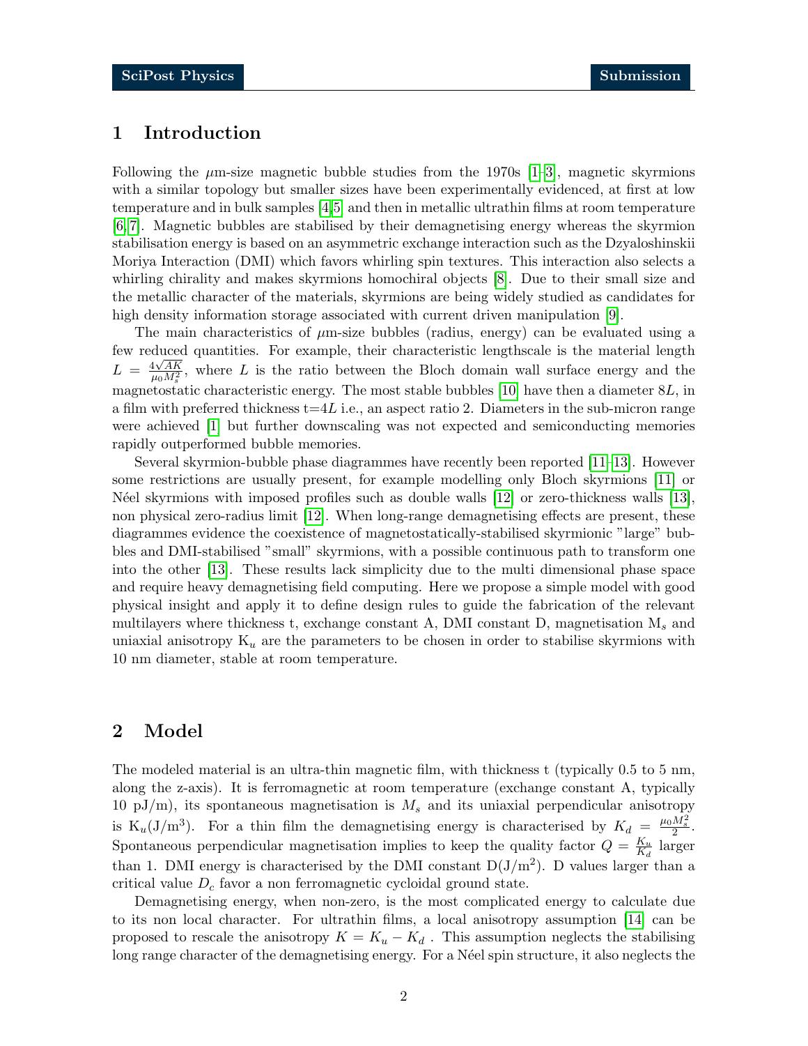## 1 Introduction

Following the $\mu$m-size magnetic bubble studies from the 1970s [1–3], magnetic skyrmions with a similar topology but smaller sizes have been experimentally evidenced, at first at low temperature and in bulk samples [4,5] and then in metallic ultrathin films at room temperature [6,7]. Magnetic bubbles are stabilised by their demagnetising energy whereas the skyrmion stabilisation energy is based on an asymmetric exchange interaction such as the Dzyaloshinskii Moriya Interaction (DMI) which favors whirling spin textures. This interaction also selects a whirling chirality and makes skyrmions homochiral objects [8]. Due to their small size and the metallic character of the materials, skyrmions are being widely studied as candidates for high density information storage associated with current driven manipulation [9].

The main characteristics of $\mu$m-size bubbles (radius, energy) can be evaluated using a few reduced quantities. For example, their characteristic lengthscale is the material length $L = \frac{4\sqrt{AK}}{\mu_0 M_s^2}$, where $L$ is the ratio between the Bloch domain wall surface energy and the magnetostatic characteristic energy. The most stable bubbles [10] have then a diameter $8L$, in a film with preferred thickness t=$4L$ i.e., an aspect ratio 2. Diameters in the sub-micron range were achieved [1] but further downscaling was not expected and semiconducting memories rapidly outperformed bubble memories.

Several skyrmion-bubble phase diagrammes have recently been reported [11–13]. However some restrictions are usually present, for example modelling only Bloch skyrmions [11] or Néel skyrmions with imposed profiles such as double walls [12] or zero-thickness walls [13], non physical zero-radius limit [12]. When long-range demagnetising effects are present, these diagrammes evidence the coexistence of magnetostatically-stabilised skyrmionic "large" bubbles and DMI-stabilised "small" skyrmions, with a possible continuous path to transform one into the other [13]. These results lack simplicity due to the multi dimensional phase space and require heavy demagnetising field computing. Here we propose a simple model with good physical insight and apply it to define design rules to guide the fabrication of the relevant multilayers where thickness t, exchange constant A, DMI constant D, magnetisation $M_s$ and uniaxial anisotropy $K_u$ are the parameters to be chosen in order to stabilise skyrmions with 10 nm diameter, stable at room temperature.

## 2 Model

The modeled material is an ultra-thin magnetic film, with thickness t (typically 0.5 to 5 nm, along the z-axis). It is ferromagnetic at room temperature (exchange constant A, typically 10 pJ/m), its spontaneous magnetisation is $M_s$ and its uniaxial perpendicular anisotropy is $K_u$(J/m$^3$). For a thin film the demagnetising energy is characterised by $K_d = \frac{\mu_0 M_s^2}{2}$. Spontaneous perpendicular magnetisation implies to keep the quality factor $Q = \frac{K_u}{K_d}$ larger than 1. DMI energy is characterised by the DMI constant D(J/m$^2$). D values larger than a critical value $D_c$ favor a non ferromagnetic cycloidal ground state.

Demagnetising energy, when non-zero, is the most complicated energy to calculate due to its non local character. For ultrathin films, a local anisotropy assumption [14] can be proposed to rescale the anisotropy $K = K_u - K_d$ . This assumption neglects the stabilising long range character of the demagnetising energy. For a Néel spin structure, it also neglects the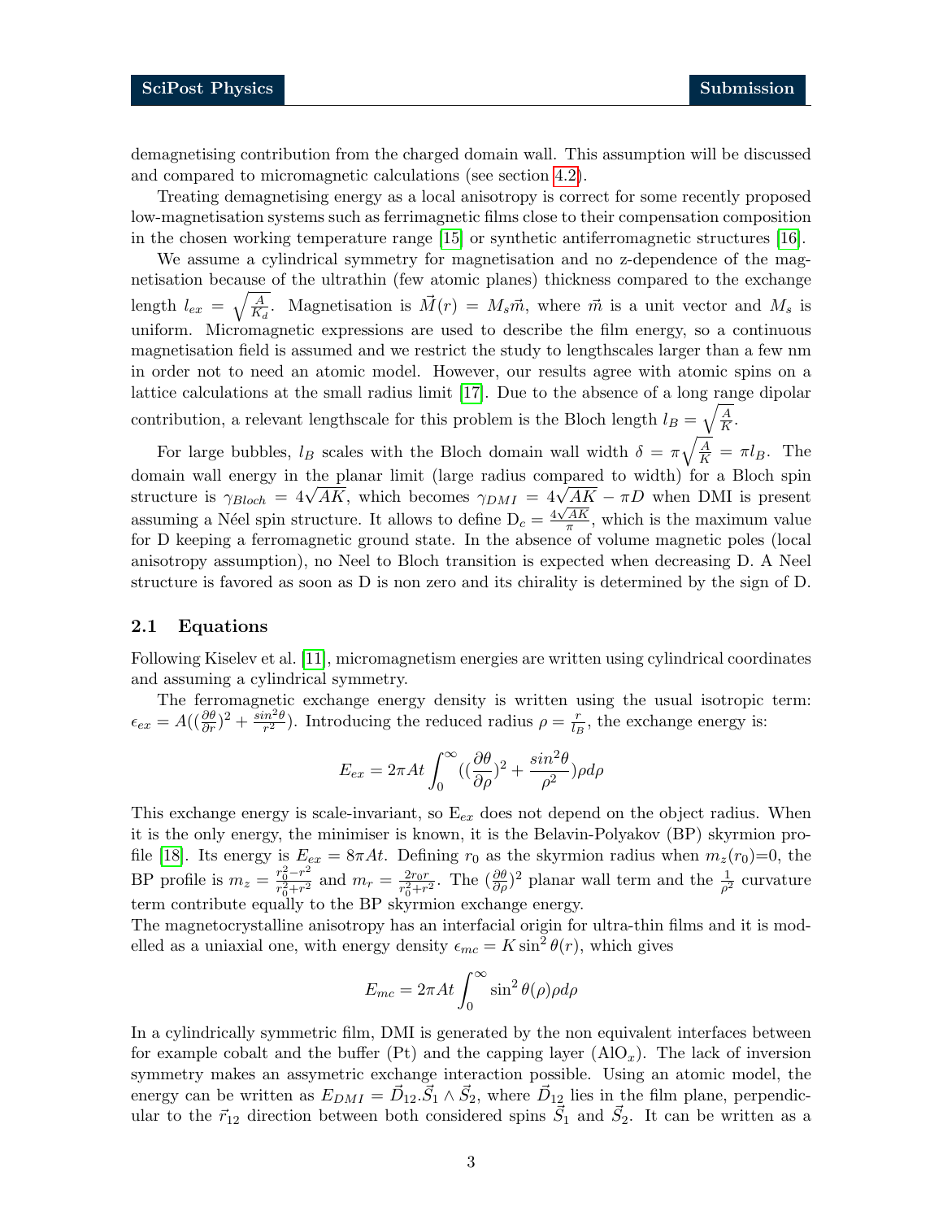demagnetising contribution from the charged domain wall. This assumption will be discussed and compared to micromagnetic calculations (see section 4.2).

Treating demagnetising energy as a local anisotropy is correct for some recently proposed low-magnetisation systems such as ferrimagnetic films close to their compensation composition in the chosen working temperature range [15] or synthetic antiferromagnetic structures [16].

We assume a cylindrical symmetry for magnetisation and no z-dependence of the magnetisation because of the ultrathin (few atomic planes) thickness compared to the exchange length $l_{ex} = \sqrt{\frac{A}{K_d}}$. Magnetisation is $\vec{M}(r) = M_s\vec{m}$, where $\vec{m}$ is a unit vector and $M_s$ is uniform. Micromagnetic expressions are used to describe the film energy, so a continuous magnetisation field is assumed and we restrict the study to lengthscales larger than a few nm in order not to need an atomic model. However, our results agree with atomic spins on a lattice calculations at the small radius limit [17]. Due to the absence of a long range dipolar contribution, a relevant lengthscale for this problem is the Bloch length $l_B = \sqrt{\frac{A}{K}}$.

For large bubbles, $l_B$ scales with the Bloch domain wall width $\delta = \pi\sqrt{\frac{A}{K}} = \pi l_B$. The domain wall energy in the planar limit (large radius compared to width) for a Bloch spin structure is $\gamma_{Bloch} = 4\sqrt{AK}$, which becomes $\gamma_{DMI} = 4\sqrt{AK} - \pi D$ when DMI is present assuming a Néel spin structure. It allows to define $D_c = \frac{4\sqrt{AK}}{\pi}$, which is the maximum value for D keeping a ferromagnetic ground state. In the absence of volume magnetic poles (local anisotropy assumption), no Neel to Bloch transition is expected when decreasing D. A Neel structure is favored as soon as D is non zero and its chirality is determined by the sign of D.

## 2.1 Equations

Following Kiselev et al. [11], micromagnetism energies are written using cylindrical coordinates and assuming a cylindrical symmetry.

The ferromagnetic exchange energy density is written using the usual isotropic term: $\epsilon_{ex} = A((\frac{\partial\theta}{\partial r})^2 + \frac{sin^2\theta}{r^2})$. Introducing the reduced radius $\rho = \frac{r}{l_B}$, the exchange energy is:

$$E_{ex} = 2\pi At\int_0^\infty ((\frac{\partial\theta}{\partial\rho})^2 + \frac{sin^2\theta}{\rho^2})\rho d\rho$$

This exchange energy is scale-invariant, so $E_{ex}$ does not depend on the object radius. When it is the only energy, the minimiser is known, it is the Belavin-Polyakov (BP) skyrmion profile [18]. Its energy is $E_{ex} = 8\pi At$. Defining $r_0$ as the skyrmion radius when $m_z(r_0)$=0, the BP profile is $m_z = \frac{r_0^2-r^2}{r_0^2+r^2}$ and $m_r = \frac{2r_0 r}{r_0^2+r^2}$. The $(\frac{\partial\theta}{\partial\rho})^2$ planar wall term and the $\frac{1}{\rho^2}$ curvature term contribute equally to the BP skyrmion exchange energy.

The magnetocrystalline anisotropy has an interfacial origin for ultra-thin films and it is modelled as a uniaxial one, with energy density $\epsilon_{mc} = K\sin^2\theta(r)$, which gives

$$E_{mc} = 2\pi At\int_0^\infty \sin^2\theta(\rho)\rho d\rho$$

In a cylindrically symmetric film, DMI is generated by the non equivalent interfaces between for example cobalt and the buffer (Pt) and the capping layer ($AlO_x$). The lack of inversion symmetry makes an assymetric exchange interaction possible. Using an atomic model, the energy can be written as $E_{DMI} = \vec{D}_{12}.\vec{S}_1 \wedge \vec{S}_2$, where $\vec{D}_{12}$ lies in the film plane, perpendicular to the $\vec{r}_{12}$ direction between both considered spins $\vec{S}_1$ and $\vec{S}_2$. It can be written as a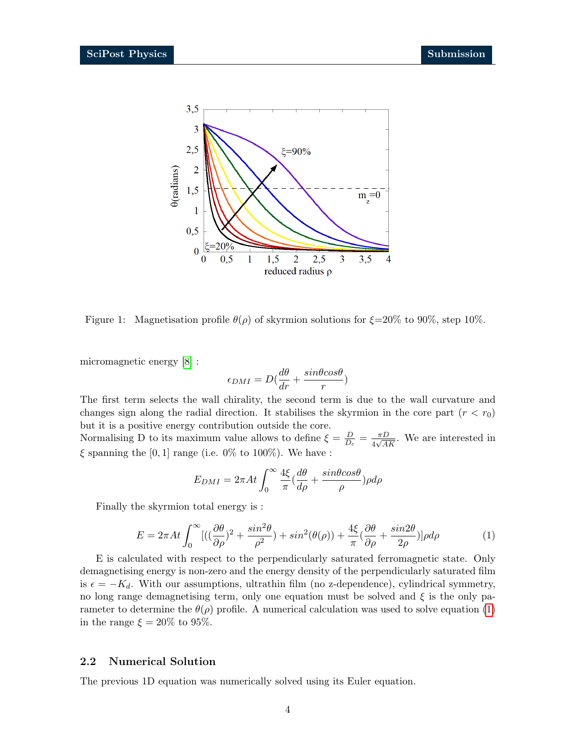Figure 1: Magnetisation profile $\theta(\rho)$ of skyrmion solutions for $\xi$=20% to 90%, step 10%.

micromagnetic energy [8] :

$$\epsilon_{DMI} = D(\frac{d\theta}{dr} + \frac{sin\theta cos\theta}{r})$$

The first term selects the wall chirality, the second term is due to the wall curvature and changes sign along the radial direction. It stabilises the skyrmion in the core part ($r < r_0$) but it is a positive energy contribution outside the core.
Normalising D to its maximum value allows to define $\xi = \frac{D}{D_c} = \frac{\pi D}{4\sqrt{AK}}$. We are interested in $\xi$ spanning the $[0, 1]$ range (i.e. 0% to 100%). We have :

$$E_{DMI} = 2\pi At \int_0^\infty \frac{4\xi}{\pi}(\frac{d\theta}{d\rho} + \frac{sin\theta cos\theta}{\rho})\rho d\rho$$

Finally the skyrmion total energy is :

$$E = 2\pi At \int_0^\infty [((\frac{\partial\theta}{\partial\rho})^2 + \frac{sin^2\theta}{\rho^2}) + sin^2(\theta(\rho)) + \frac{4\xi}{\pi}(\frac{\partial\theta}{\partial\rho} + \frac{sin2\theta}{2\rho})]\rho d\rho \tag{1}$$

E is calculated with respect to the perpendicularly saturated ferromagnetic state. Only demagnetising energy is non-zero and the energy density of the perpendicularly saturated film is $\epsilon = -K_d$. With our assumptions, ultrathin film (no z-dependence), cylindrical symmetry, no long range demagnetising term, only one equation must be solved and $\xi$ is the only parameter to determine the $\theta(\rho)$ profile. A numerical calculation was used to solve equation (1) in the range $\xi$ = 20% to 95%.

## 2.2 Numerical Solution

The previous 1D equation was numerically solved using its Euler equation.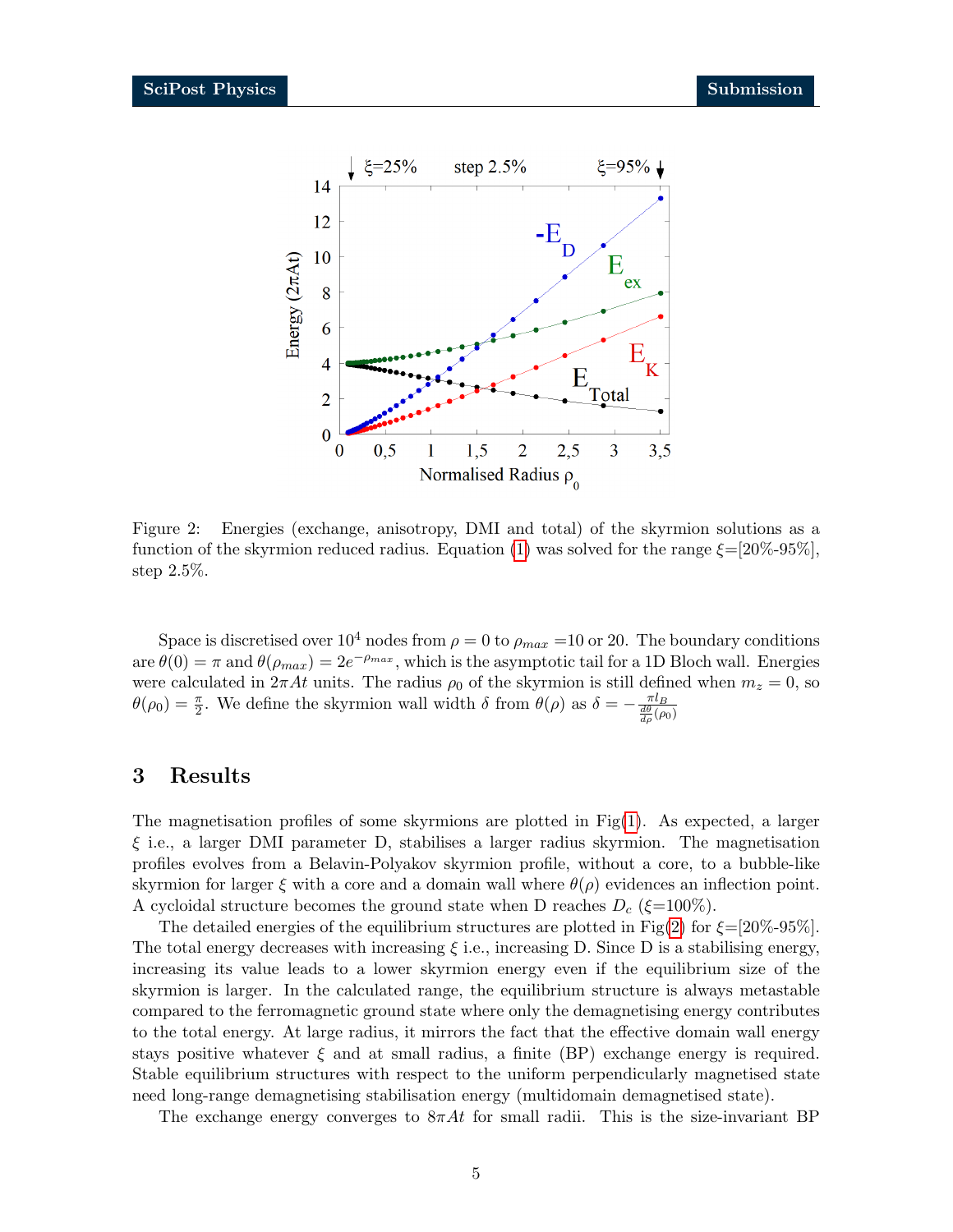Figure 2: Energies (exchange, anisotropy, DMI and total) of the skyrmion solutions as a function of the skyrmion reduced radius. Equation (1) was solved for the range $\xi$=[20%-95%], step 2.5%.

Space is discretised over $10^4$ nodes from $\rho = 0$ to $\rho_{max}$ =10 or 20. The boundary conditions are $\theta(0) = \pi$ and $\theta(\rho_{max}) = 2e^{-\rho_{max}}$, which is the asymptotic tail for a 1D Bloch wall. Energies were calculated in $2\pi At$ units. The radius $\rho_0$ of the skyrmion is still defined when $m_z = 0$, so $\theta(\rho_0) = \frac{\pi}{2}$. We define the skyrmion wall width $\delta$ from $\theta(\rho)$ as $\delta = -\frac{\pi l_B}{\frac{d\theta}{d\rho}(\rho_0)}$

## 3 Results

The magnetisation profiles of some skyrmions are plotted in Fig(1). As expected, a larger $\xi$ i.e., a larger DMI parameter D, stabilises a larger radius skyrmion. The magnetisation profiles evolves from a Belavin-Polyakov skyrmion profile, without a core, to a bubble-like skyrmion for larger $\xi$ with a core and a domain wall where $\theta(\rho)$ evidences an inflection point. A cycloidal structure becomes the ground state when D reaches $D_c$ ($\xi$=100%).

The detailed energies of the equilibrium structures are plotted in Fig(2) for $\xi$=[20%-95%]. The total energy decreases with increasing $\xi$ i.e., increasing D. Since D is a stabilising energy, increasing its value leads to a lower skyrmion energy even if the equilibrium size of the skyrmion is larger. In the calculated range, the equilibrium structure is always metastable compared to the ferromagnetic ground state where only the demagnetising energy contributes to the total energy. At large radius, it mirrors the fact that the effective domain wall energy stays positive whatever $\xi$ and at small radius, a finite (BP) exchange energy is required. Stable equilibrium structures with respect to the uniform perpendicularly magnetised state need long-range demagnetising stabilisation energy (multidomain demagnetised state).

The exchange energy converges to $8\pi At$ for small radii. This is the size-invariant BP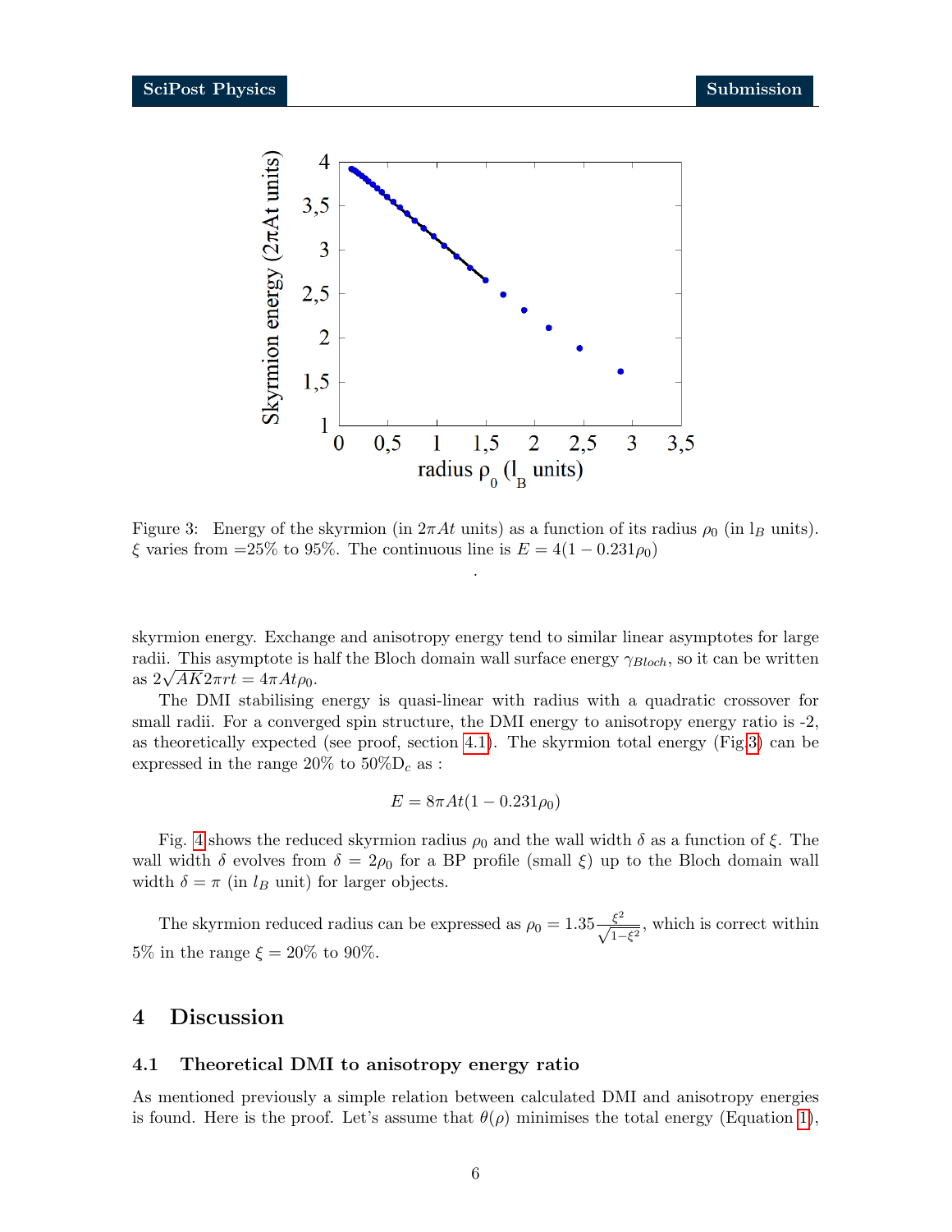Figure 3: Energy of the skyrmion (in $2\pi At$ units) as a function of its radius $\rho_0$ (in $l_B$ units). $\xi$ varies from =25% to 95%. The continuous line is $E = 4(1 - 0.231\rho_0)$

.

skyrmion energy. Exchange and anisotropy energy tend to similar linear asymptotes for large radii. This asymptote is half the Bloch domain wall surface energy $\gamma_{Bloch}$, so it can be written as $2\sqrt{AK}2\pi rt = 4\pi At\rho_0$.

The DMI stabilising energy is quasi-linear with radius with a quadratic crossover for small radii. For a converged spin structure, the DMI energy to anisotropy energy ratio is -2, as theoretically expected (see proof, section 4.1). The skyrmion total energy (Fig.3) can be expressed in the range 20% to 50%$D_c$ as :

$$E = 8\pi At(1 - 0.231\rho_0)$$

Fig. 4 shows the reduced skyrmion radius $\rho_0$ and the wall width $\delta$ as a function of $\xi$. The wall width $\delta$ evolves from $\delta = 2\rho_0$ for a BP profile (small $\xi$) up to the Bloch domain wall width $\delta = \pi$ (in $l_B$ unit) for larger objects.

The skyrmion reduced radius can be expressed as $\rho_0 = 1.35\frac{\xi^2}{\sqrt{1-\xi^2}}$, which is correct within 5% in the range $\xi$ = 20% to 90%.

# 4 Discussion

## 4.1 Theoretical DMI to anisotropy energy ratio

As mentioned previously a simple relation between calculated DMI and anisotropy energies is found. Here is the proof. Let's assume that $\theta(\rho)$ minimises the total energy (Equation 1),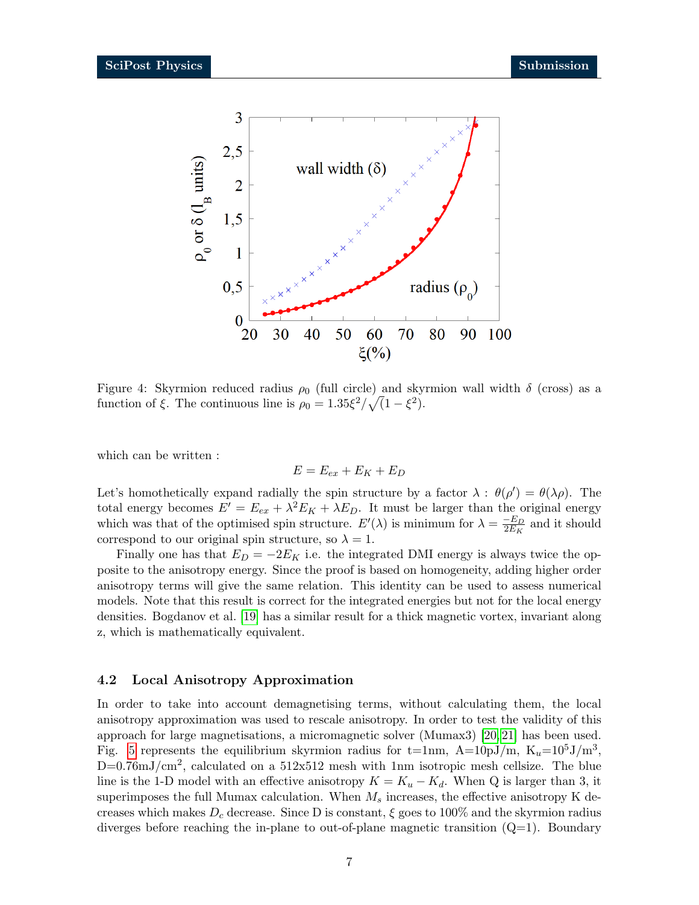Figure 4: Skyrmion reduced radius $\rho_0$ (full circle) and skyrmion wall width $\delta$ (cross) as a function of $\xi$. The continuous line is $\rho_0 = 1.35\xi^2/\sqrt{(1-\xi^2)}$.

which can be written :

$$E = E_{ex} + E_K + E_D$$

Let's homothetically expand radially the spin structure by a factor $\lambda$ : $\theta(\rho') = \theta(\lambda\rho)$. The total energy becomes $E' = E_{ex} + \lambda^2 E_K + \lambda E_D$. It must be larger than the original energy which was that of the optimised spin structure. $E'(\lambda)$ is minimum for $\lambda = \frac{-E_D}{2E_K}$ and it should correspond to our original spin structure, so $\lambda = 1$.

Finally one has that $E_D = -2E_K$ i.e. the integrated DMI energy is always twice the opposite to the anisotropy energy. Since the proof is based on homogeneity, adding higher order anisotropy terms will give the same relation. This identity can be used to assess numerical models. Note that this result is correct for the integrated energies but not for the local energy densities. Bogdanov et al. [19] has a similar result for a thick magnetic vortex, invariant along z, which is mathematically equivalent.

### 4.2 Local Anisotropy Approximation

In order to take into account demagnetising terms, without calculating them, the local anisotropy approximation was used to rescale anisotropy. In order to test the validity of this approach for large magnetisations, a micromagnetic solver (Mumax3) [20, 21] has been used. Fig. 5 represents the equilibrium skyrmion radius for t=1nm, A=10pJ/m, $K_u$=$10^5$J/m$^3$, D=0.76mJ/cm$^2$, calculated on a 512x512 mesh with 1nm isotropic mesh cellsize. The blue line is the 1-D model with an effective anisotropy $K = K_u - K_d$. When Q is larger than 3, it superimposes the full Mumax calculation. When $M_s$ increases, the effective anisotropy K decreases which makes $D_c$ decrease. Since D is constant, $\xi$ goes to 100% and the skyrmion radius diverges before reaching the in-plane to out-of-plane magnetic transition (Q=1). Boundary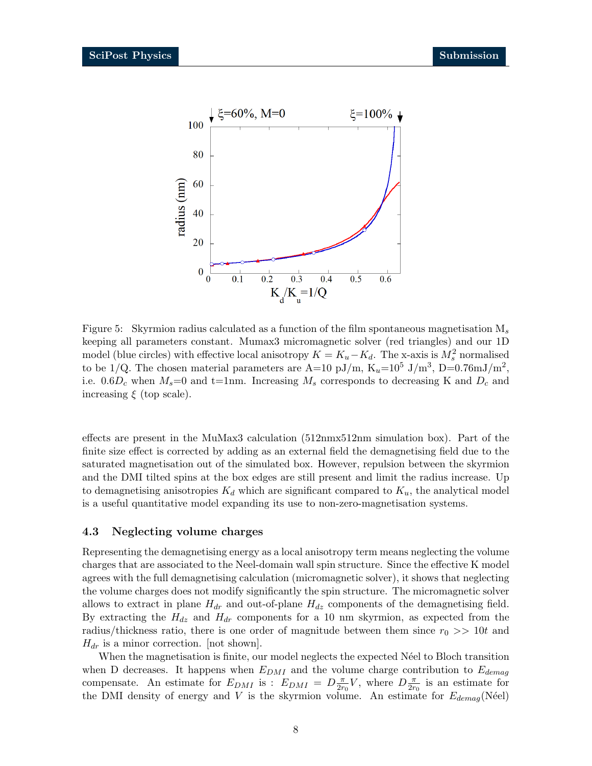Figure 5: Skyrmion radius calculated as a function of the film spontaneous magnetisation $M_s$ keeping all parameters constant. Mumax3 micromagnetic solver (red triangles) and our 1D model (blue circles) with effective local anisotropy $K = K_u - K_d$. The x-axis is $M_s^2$ normalised to be 1/Q. The chosen material parameters are A=10 pJ/m, $K_u$=$10^5$ J/m$^3$, D=0.76mJ/m$^2$, i.e. $0.6D_c$ when $M_s$=0 and t=1nm. Increasing $M_s$ corresponds to decreasing K and $D_c$ and increasing $\xi$ (top scale).

effects are present in the MuMax3 calculation (512nmx512nm simulation box). Part of the finite size effect is corrected by adding as an external field the demagnetising field due to the saturated magnetisation out of the simulated box. However, repulsion between the skyrmion and the DMI tilted spins at the box edges are still present and limit the radius increase. Up to demagnetising anisotropies $K_d$ which are significant compared to $K_u$, the analytical model is a useful quantitative model expanding its use to non-zero-magnetisation systems.

### 4.3 Neglecting volume charges

Representing the demagnetising energy as a local anisotropy term means neglecting the volume charges that are associated to the Neel-domain wall spin structure. Since the effective K model agrees with the full demagnetising calculation (micromagnetic solver), it shows that neglecting the volume charges does not modify significantly the spin structure. The micromagnetic solver allows to extract in plane $H_{dr}$ and out-of-plane $H_{dz}$ components of the demagnetising field. By extracting the $H_{dz}$ and $H_{dr}$ components for a 10 nm skyrmion, as expected from the radius/thickness ratio, there is one order of magnitude between them since $r_0 >> 10t$ and $H_{dr}$ is a minor correction. [not shown].

When the magnetisation is finite, our model neglects the expected Néel to Bloch transition when D decreases. It happens when $E_{DMI}$ and the volume charge contribution to $E_{demag}$ compensate. An estimate for $E_{DMI}$ is : $E_{DMI} = D\frac{\pi}{2r_0}V$, where $D\frac{\pi}{2r_0}$ is an estimate for the DMI density of energy and $V$ is the skyrmion volume. An estimate for $E_{demag}$(Néel)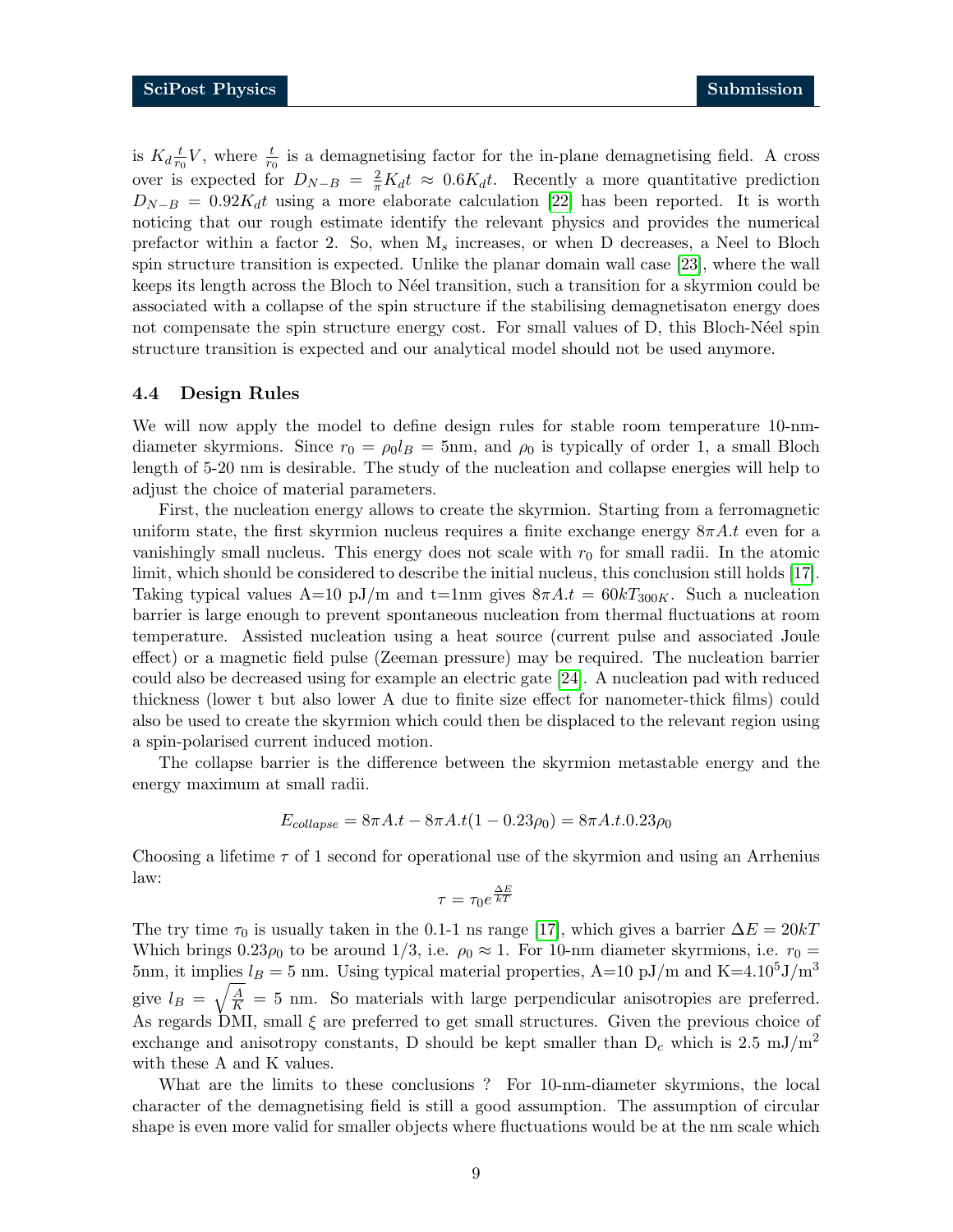is $K_d \frac{t}{r_0} V$, where $\frac{t}{r_0}$ is a demagnetising factor for the in-plane demagnetising field. A cross over is expected for $D_{N-B} = \frac{2}{\pi} K_d t \approx 0.6 K_d t$. Recently a more quantitative prediction $D_{N-B} = 0.92 K_d t$ using a more elaborate calculation [22] has been reported. It is worth noticing that our rough estimate identify the relevant physics and provides the numerical prefactor within a factor 2. So, when $M_s$ increases, or when D decreases, a Neel to Bloch spin structure transition is expected. Unlike the planar domain wall case [23], where the wall keeps its length across the Bloch to Néel transition, such a transition for a skyrmion could be associated with a collapse of the spin structure if the stabilising demagnetisaton energy does not compensate the spin structure energy cost. For small values of D, this Bloch-Néel spin structure transition is expected and our analytical model should not be used anymore.

### 4.4 Design Rules

We will now apply the model to define design rules for stable room temperature 10-nm-diameter skyrmions. Since $r_0 = \rho_0 l_B = 5$nm, and $\rho_0$ is typically of order 1, a small Bloch length of 5-20 nm is desirable. The study of the nucleation and collapse energies will help to adjust the choice of material parameters.

First, the nucleation energy allows to create the skyrmion. Starting from a ferromagnetic uniform state, the first skyrmion nucleus requires a finite exchange energy $8\pi A.t$ even for a vanishingly small nucleus. This energy does not scale with $r_0$ for small radii. In the atomic limit, which should be considered to describe the initial nucleus, this conclusion still holds [17]. Taking typical values A=10 pJ/m and t=1nm gives $8\pi A.t = 60kT_{300K}$. Such a nucleation barrier is large enough to prevent spontaneous nucleation from thermal fluctuations at room temperature. Assisted nucleation using a heat source (current pulse and associated Joule effect) or a magnetic field pulse (Zeeman pressure) may be required. The nucleation barrier could also be decreased using for example an electric gate [24]. A nucleation pad with reduced thickness (lower t but also lower A due to finite size effect for nanometer-thick films) could also be used to create the skyrmion which could then be displaced to the relevant region using a spin-polarised current induced motion.

The collapse barrier is the difference between the skyrmion metastable energy and the energy maximum at small radii.

$$E_{collapse} = 8\pi A.t - 8\pi A.t(1 - 0.23\rho_0) = 8\pi A.t.0.23\rho_0$$

Choosing a lifetime $\tau$ of 1 second for operational use of the skyrmion and using an Arrhenius law:

$$\tau = \tau_0 e^{\frac{\Delta E}{kT}}$$

The try time $\tau_0$ is usually taken in the 0.1-1 ns range [17], which gives a barrier $\Delta E = 20kT$ Which brings $0.23\rho_0$ to be around 1/3, i.e. $\rho_0 \approx 1$. For 10-nm diameter skyrmions, i.e. $r_0 =$ 5nm, it implies $l_B = 5$ nm. Using typical material properties, A=10 pJ/m and K=$4.10^5$J/m$^3$ give $l_B = \sqrt{\frac{A}{K}} = 5$ nm. So materials with large perpendicular anisotropies are preferred. As regards DMI, small $\xi$ are preferred to get small structures. Given the previous choice of exchange and anisotropy constants, D should be kept smaller than $D_c$ which is 2.5 mJ/m$^2$ with these A and K values.

What are the limits to these conclusions ? For 10-nm-diameter skyrmions, the local character of the demagnetising field is still a good assumption. The assumption of circular shape is even more valid for smaller objects where fluctuations would be at the nm scale which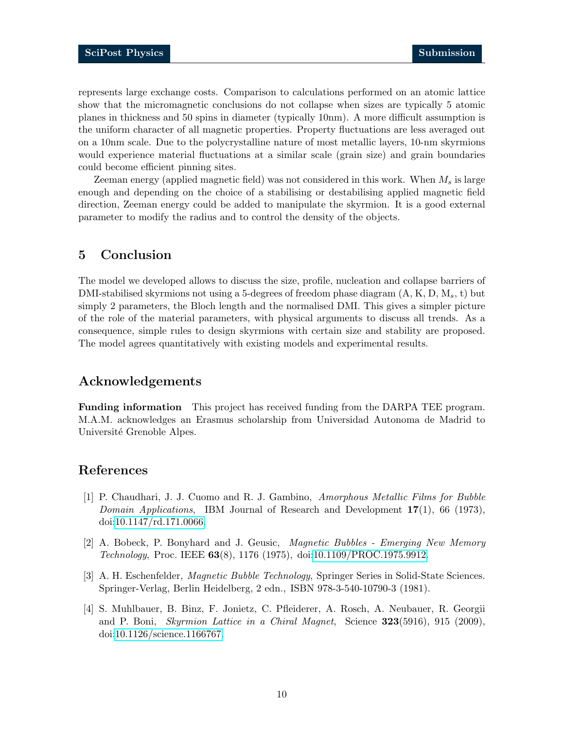represents large exchange costs. Comparison to calculations performed on an atomic lattice show that the micromagnetic conclusions do not collapse when sizes are typically 5 atomic planes in thickness and 50 spins in diameter (typically 10nm). A more difficult assumption is the uniform character of all magnetic properties. Property fluctuations are less averaged out on a 10nm scale. Due to the polycrystalline nature of most metallic layers, 10-nm skyrmions would experience material fluctuations at a similar scale (grain size) and grain boundaries could become efficient pinning sites.

Zeeman energy (applied magnetic field) was not considered in this work. When $M_s$ is large enough and depending on the choice of a stabilising or destabilising applied magnetic field direction, Zeeman energy could be added to manipulate the skyrmion. It is a good external parameter to modify the radius and to control the density of the objects.

## 5 Conclusion

The model we developed allows to discuss the size, profile, nucleation and collapse barriers of DMI-stabilised skyrmions not using a 5-degrees of freedom phase diagram (A, K, D, $M_s$, t) but simply 2 parameters, the Bloch length and the normalised DMI. This gives a simpler picture of the role of the material parameters, with physical arguments to discuss all trends. As a consequence, simple rules to design skyrmions with certain size and stability are proposed. The model agrees quantitatively with existing models and experimental results.

## Acknowledgements

**Funding information** This project has received funding from the DARPA TEE program. M.A.M. acknowledges an Erasmus scholarship from Universidad Autonoma de Madrid to Université Grenoble Alpes.

## References

[1] P. Chaudhari, J. J. Cuomo and R. J. Gambino, *Amorphous Metallic Films for Bubble Domain Applications*, IBM Journal of Research and Development **17**(1), 66 (1973), doi:10.1147/rd.171.0066.

[2] A. Bobeck, P. Bonyhard and J. Geusic, *Magnetic Bubbles - Emerging New Memory Technology*, Proc. IEEE **63**(8), 1176 (1975), doi:10.1109/PROC.1975.9912.

[3] A. H. Eschenfelder, *Magnetic Bubble Technology*, Springer Series in Solid-State Sciences. Springer-Verlag, Berlin Heidelberg, 2 edn., ISBN 978-3-540-10790-3 (1981).

[4] S. Muhlbauer, B. Binz, F. Jonietz, C. Pfleiderer, A. Rosch, A. Neubauer, R. Georgii and P. Boni, *Skyrmion Lattice in a Chiral Magnet*, Science **323**(5916), 915 (2009), doi:10.1126/science.1166767.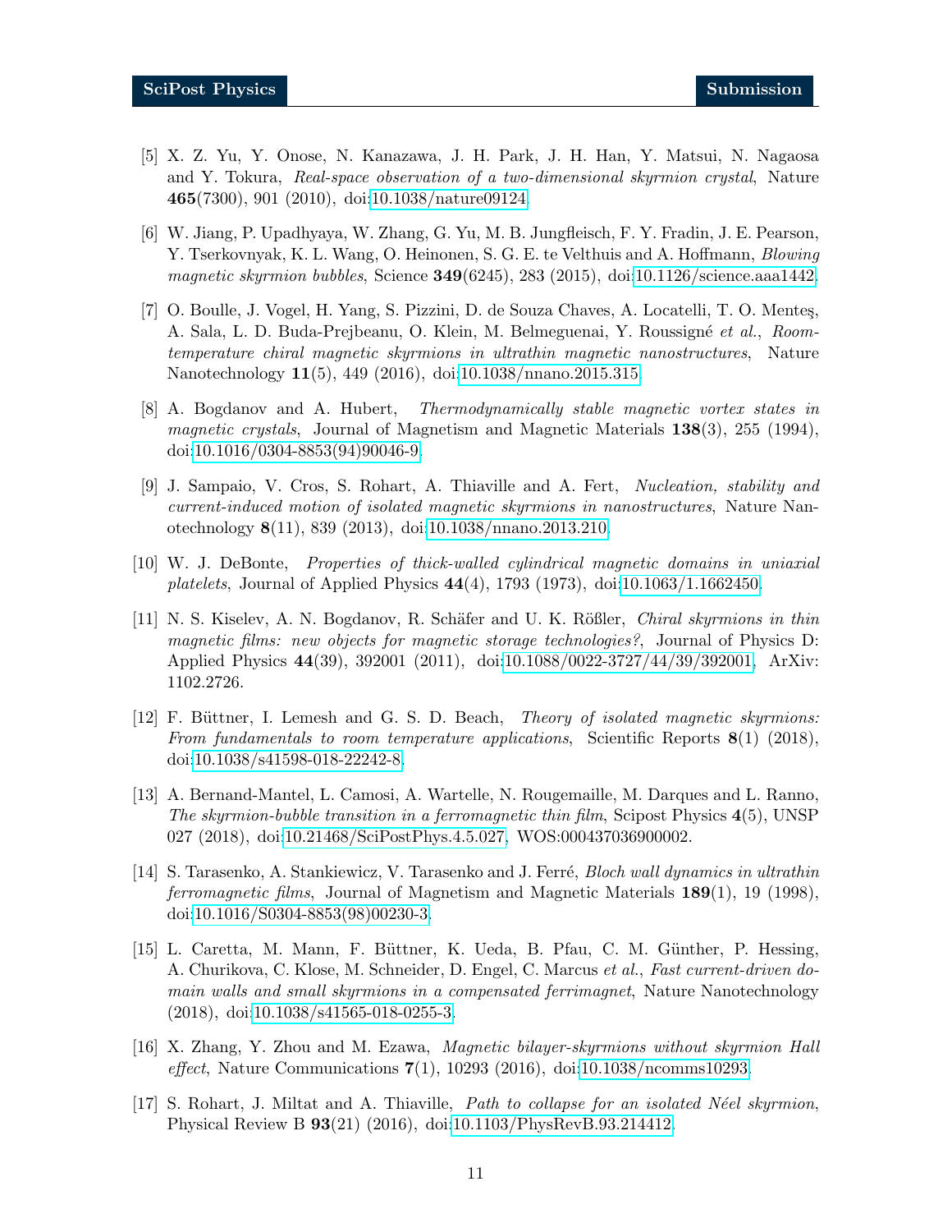[5] X. Z. Yu, Y. Onose, N. Kanazawa, J. H. Park, J. H. Han, Y. Matsui, N. Nagaosa and Y. Tokura, *Real-space observation of a two-dimensional skyrmion crystal*, Nature **465**(7300), 901 (2010), doi:10.1038/nature09124.

[6] W. Jiang, P. Upadhyaya, W. Zhang, G. Yu, M. B. Jungfleisch, F. Y. Fradin, J. E. Pearson, Y. Tserkovnyak, K. L. Wang, O. Heinonen, S. G. E. te Velthuis and A. Hoffmann, *Blowing magnetic skyrmion bubbles*, Science **349**(6245), 283 (2015), doi:10.1126/science.aaa1442.

[7] O. Boulle, J. Vogel, H. Yang, S. Pizzini, D. de Souza Chaves, A. Locatelli, T. O. Menteş, A. Sala, L. D. Buda-Prejbeanu, O. Klein, M. Belmeguenai, Y. Roussigné *et al.*, *Room-temperature chiral magnetic skyrmions in ultrathin magnetic nanostructures*, Nature Nanotechnology **11**(5), 449 (2016), doi:10.1038/nnano.2015.315.

[8] A. Bogdanov and A. Hubert, *Thermodynamically stable magnetic vortex states in magnetic crystals*, Journal of Magnetism and Magnetic Materials **138**(3), 255 (1994), doi:10.1016/0304-8853(94)90046-9.

[9] J. Sampaio, V. Cros, S. Rohart, A. Thiaville and A. Fert, *Nucleation, stability and current-induced motion of isolated magnetic skyrmions in nanostructures*, Nature Nanotechnology **8**(11), 839 (2013), doi:10.1038/nnano.2013.210.

[10] W. J. DeBonte, *Properties of thick-walled cylindrical magnetic domains in uniaxial platelets*, Journal of Applied Physics **44**(4), 1793 (1973), doi:10.1063/1.1662450.

[11] N. S. Kiselev, A. N. Bogdanov, R. Schäfer and U. K. Rößler, *Chiral skyrmions in thin magnetic films: new objects for magnetic storage technologies?*, Journal of Physics D: Applied Physics **44**(39), 392001 (2011), doi:10.1088/0022-3727/44/39/392001, ArXiv: 1102.2726.

[12] F. Büttner, I. Lemesh and G. S. D. Beach, *Theory of isolated magnetic skyrmions: From fundamentals to room temperature applications*, Scientific Reports **8**(1) (2018), doi:10.1038/s41598-018-22242-8.

[13] A. Bernand-Mantel, L. Camosi, A. Wartelle, N. Rougemaille, M. Darques and L. Ranno, *The skyrmion-bubble transition in a ferromagnetic thin film*, Scipost Physics **4**(5), UNSP 027 (2018), doi:10.21468/SciPostPhys.4.5.027, WOS:000437036900002.

[14] S. Tarasenko, A. Stankiewicz, V. Tarasenko and J. Ferré, *Bloch wall dynamics in ultrathin ferromagnetic films*, Journal of Magnetism and Magnetic Materials **189**(1), 19 (1998), doi:10.1016/S0304-8853(98)00230-3.

[15] L. Caretta, M. Mann, F. Büttner, K. Ueda, B. Pfau, C. M. Günther, P. Hessing, A. Churikova, C. Klose, M. Schneider, D. Engel, C. Marcus *et al.*, *Fast current-driven domain walls and small skyrmions in a compensated ferrimagnet*, Nature Nanotechnology (2018), doi:10.1038/s41565-018-0255-3.

[16] X. Zhang, Y. Zhou and M. Ezawa, *Magnetic bilayer-skyrmions without skyrmion Hall effect*, Nature Communications **7**(1), 10293 (2016), doi:10.1038/ncomms10293.

[17] S. Rohart, J. Miltat and A. Thiaville, *Path to collapse for an isolated Néel skyrmion*, Physical Review B **93**(21) (2016), doi:10.1103/PhysRevB.93.214412.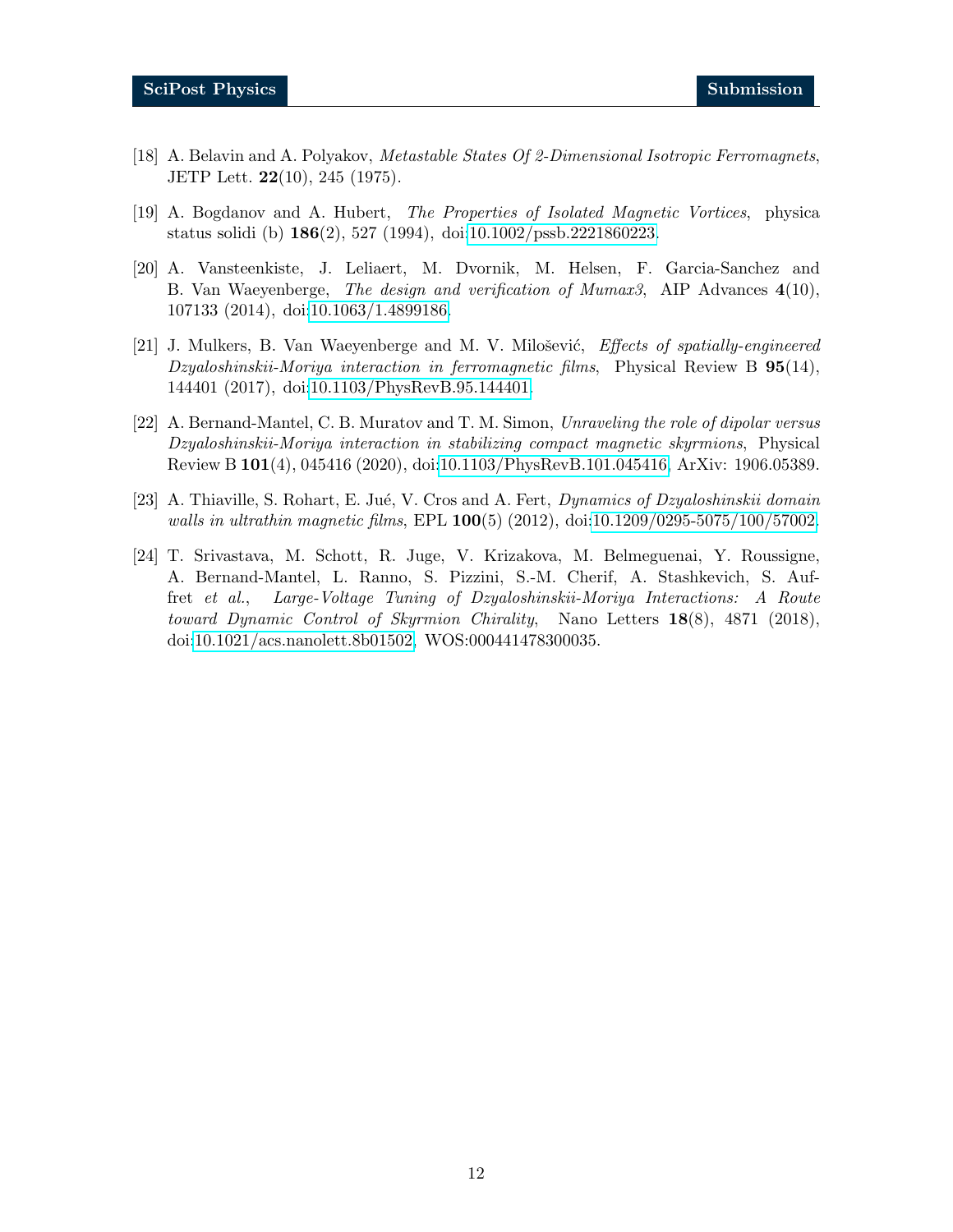[18] A. Belavin and A. Polyakov, *Metastable States Of 2-Dimensional Isotropic Ferromagnets*, JETP Lett. **22**(10), 245 (1975).

[19] A. Bogdanov and A. Hubert, *The Properties of Isolated Magnetic Vortices*, physica status solidi (b) **186**(2), 527 (1994), doi:10.1002/pssb.2221860223.

[20] A. Vansteenkiste, J. Leliaert, M. Dvornik, M. Helsen, F. Garcia-Sanchez and B. Van Waeyenberge, *The design and verification of Mumax3*, AIP Advances **4**(10), 107133 (2014), doi:10.1063/1.4899186.

[21] J. Mulkers, B. Van Waeyenberge and M. V. Milošević, *Effects of spatially-engineered Dzyaloshinskii-Moriya interaction in ferromagnetic films*, Physical Review B **95**(14), 144401 (2017), doi:10.1103/PhysRevB.95.144401.

[22] A. Bernand-Mantel, C. B. Muratov and T. M. Simon, *Unraveling the role of dipolar versus Dzyaloshinskii-Moriya interaction in stabilizing compact magnetic skyrmions*, Physical Review B **101**(4), 045416 (2020), doi:10.1103/PhysRevB.101.045416, ArXiv: 1906.05389.

[23] A. Thiaville, S. Rohart, E. Jué, V. Cros and A. Fert, *Dynamics of Dzyaloshinskii domain walls in ultrathin magnetic films*, EPL **100**(5) (2012), doi:10.1209/0295-5075/100/57002.

[24] T. Srivastava, M. Schott, R. Juge, V. Krizakova, M. Belmeguenai, Y. Roussigne, A. Bernand-Mantel, L. Ranno, S. Pizzini, S.-M. Cherif, A. Stashkevich, S. Auffret *et al.*, *Large-Voltage Tuning of Dzyaloshinskii-Moriya Interactions: A Route toward Dynamic Control of Skyrmion Chirality*, Nano Letters **18**(8), 4871 (2018), doi:10.1021/acs.nanolett.8b01502, WOS:000441478300035.